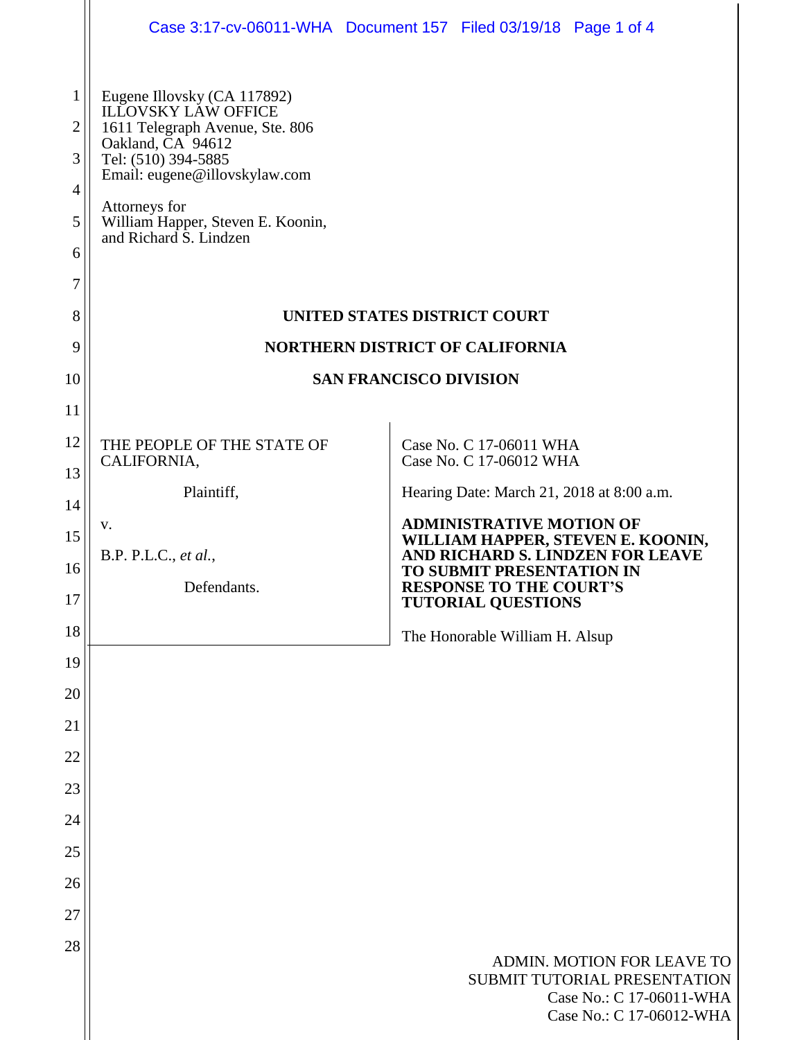Eugene Illovsky (CA 117892)
ILLOVSKY LAW OFFICE
1611 Telegraph Avenue, Ste. 806
Oakland, CA 94612
Tel: (510) 394-5885
Email: eugene@illovskylaw.com

Attorneys for
William Happer, Steven E. Koonin,
and Richard S. Lindzen

**UNITED STATES DISTRICT COURT**

**NORTHERN DISTRICT OF CALIFORNIA**

**SAN FRANCISCO DIVISION**

THE PEOPLE OF THE STATE OF CALIFORNIA,

Plaintiff,

v.

B.P. P.L.C., *et al.*,

Defendants.

Case No. C 17-06011 WHA
Case No. C 17-06012 WHA

Hearing Date: March 21, 2018 at 8:00 a.m.

**ADMINISTRATIVE MOTION OF WILLIAM HAPPER, STEVEN E. KOONIN, AND RICHARD S. LINDZEN FOR LEAVE TO SUBMIT PRESENTATION IN RESPONSE TO THE COURT'S TUTORIAL QUESTIONS**

The Honorable William H. Alsup

ADMIN. MOTION FOR LEAVE TO SUBMIT TUTORIAL PRESENTATION
Case No.: C 17-06011-WHA
Case No.: C 17-06012-WHA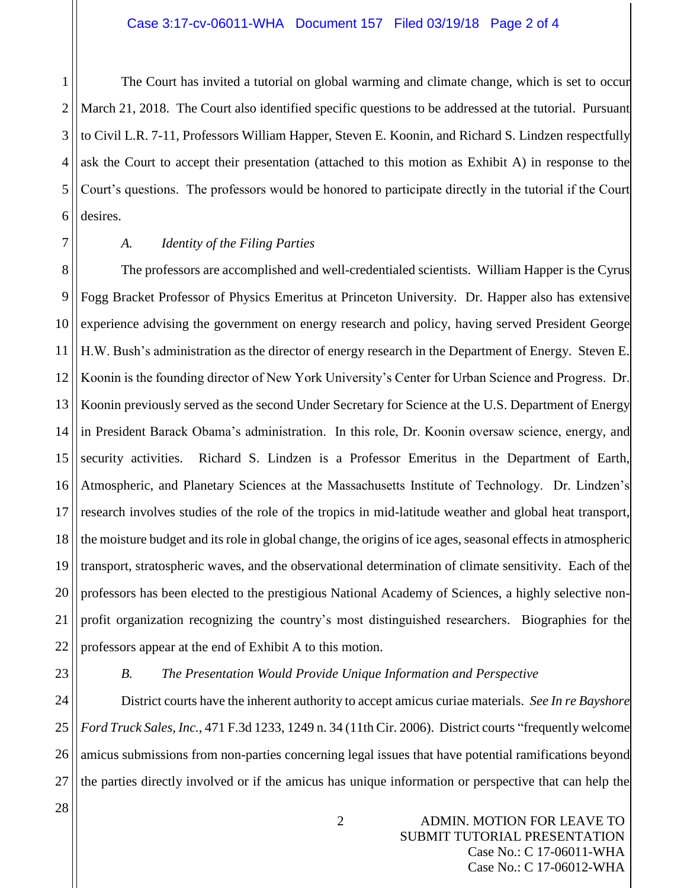The Court has invited a tutorial on global warming and climate change, which is set to occur March 21, 2018. The Court also identified specific questions to be addressed at the tutorial. Pursuant to Civil L.R. 7-11, Professors William Happer, Steven E. Koonin, and Richard S. Lindzen respectfully ask the Court to accept their presentation (attached to this motion as Exhibit A) in response to the Court's questions. The professors would be honored to participate directly in the tutorial if the Court desires.

*A. Identity of the Filing Parties*

The professors are accomplished and well-credentialed scientists. William Happer is the Cyrus Fogg Bracket Professor of Physics Emeritus at Princeton University. Dr. Happer also has extensive experience advising the government on energy research and policy, having served President George H.W. Bush's administration as the director of energy research in the Department of Energy. Steven E. Koonin is the founding director of New York University's Center for Urban Science and Progress. Dr. Koonin previously served as the second Under Secretary for Science at the U.S. Department of Energy in President Barack Obama's administration. In this role, Dr. Koonin oversaw science, energy, and security activities. Richard S. Lindzen is a Professor Emeritus in the Department of Earth, Atmospheric, and Planetary Sciences at the Massachusetts Institute of Technology. Dr. Lindzen's research involves studies of the role of the tropics in mid-latitude weather and global heat transport, the moisture budget and its role in global change, the origins of ice ages, seasonal effects in atmospheric transport, stratospheric waves, and the observational determination of climate sensitivity. Each of the professors has been elected to the prestigious National Academy of Sciences, a highly selective non-profit organization recognizing the country's most distinguished researchers. Biographies for the professors appear at the end of Exhibit A to this motion.

*B. The Presentation Would Provide Unique Information and Perspective*

District courts have the inherent authority to accept amicus curiae materials. *See In re Bayshore Ford Truck Sales, Inc.*, 471 F.3d 1233, 1249 n. 34 (11th Cir. 2006). District courts "frequently welcome amicus submissions from non-parties concerning legal issues that have potential ramifications beyond the parties directly involved or if the amicus has unique information or perspective that can help the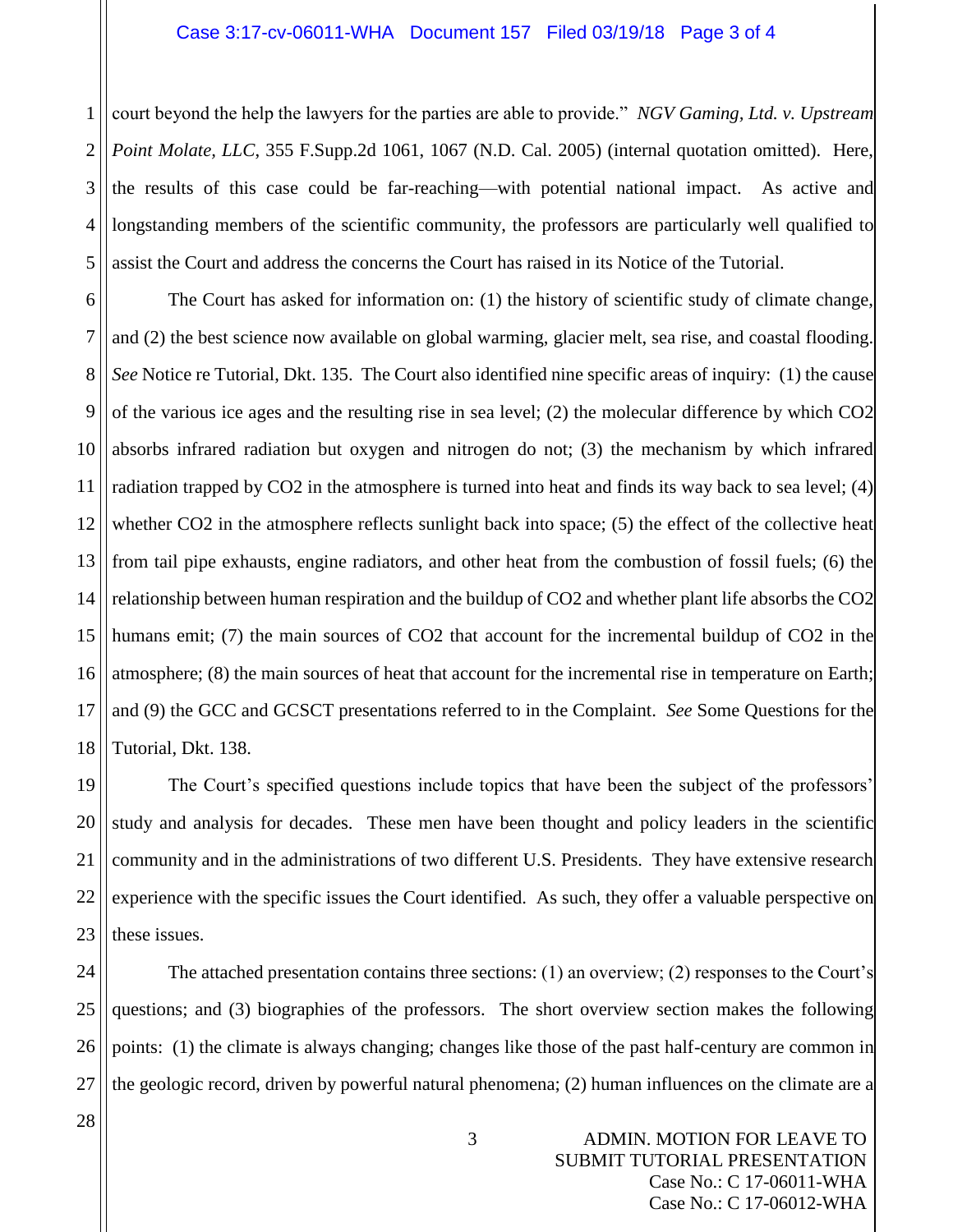court beyond the help the lawyers for the parties are able to provide." *NGV Gaming, Ltd. v. Upstream Point Molate, LLC*, 355 F.Supp.2d 1061, 1067 (N.D. Cal. 2005) (internal quotation omitted). Here, the results of this case could be far-reaching—with potential national impact. As active and longstanding members of the scientific community, the professors are particularly well qualified to assist the Court and address the concerns the Court has raised in its Notice of the Tutorial.

The Court has asked for information on: (1) the history of scientific study of climate change, and (2) the best science now available on global warming, glacier melt, sea rise, and coastal flooding. *See* Notice re Tutorial, Dkt. 135. The Court also identified nine specific areas of inquiry: (1) the cause of the various ice ages and the resulting rise in sea level; (2) the molecular difference by which $CO_2$ absorbs infrared radiation but oxygen and nitrogen do not; (3) the mechanism by which infrared radiation trapped by $CO_2$ in the atmosphere is turned into heat and finds its way back to sea level; (4) whether $CO_2$ in the atmosphere reflects sunlight back into space; (5) the effect of the collective heat from tail pipe exhausts, engine radiators, and other heat from the combustion of fossil fuels; (6) the relationship between human respiration and the buildup of $CO_2$ and whether plant life absorbs the $CO_2$ humans emit; (7) the main sources of $CO_2$ that account for the incremental buildup of $CO_2$ in the atmosphere; (8) the main sources of heat that account for the incremental rise in temperature on Earth; and (9) the GCC and GCSCT presentations referred to in the Complaint. *See* Some Questions for the Tutorial, Dkt. 138.

The Court's specified questions include topics that have been the subject of the professors' study and analysis for decades. These men have been thought and policy leaders in the scientific community and in the administrations of two different U.S. Presidents. They have extensive research experience with the specific issues the Court identified. As such, they offer a valuable perspective on these issues.

The attached presentation contains three sections: (1) an overview; (2) responses to the Court's questions; and (3) biographies of the professors. The short overview section makes the following points: (1) the climate is always changing; changes like those of the past half-century are common in the geologic record, driven by powerful natural phenomena; (2) human influences on the climate are a

ADMIN. MOTION FOR LEAVE TO SUBMIT TUTORIAL PRESENTATION
Case No.: C 17-06011-WHA
Case No.: C 17-06012-WHA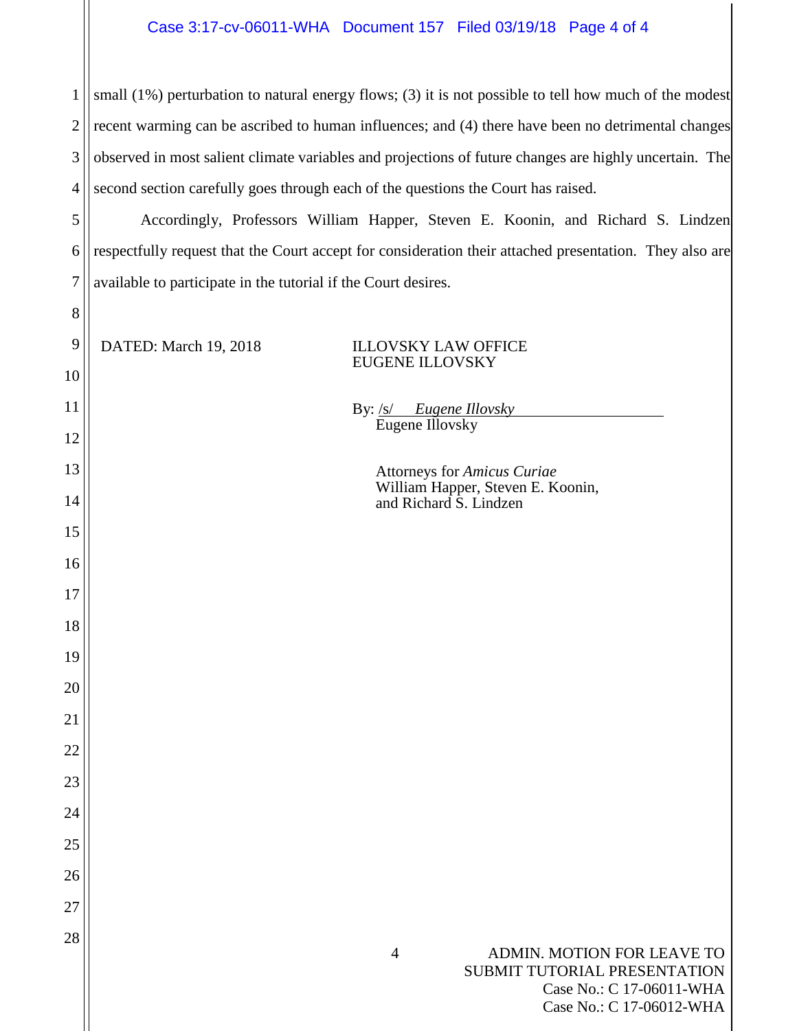small (1%) perturbation to natural energy flows; (3) it is not possible to tell how much of the modest recent warming can be ascribed to human influences; and (4) there have been no detrimental changes observed in most salient climate variables and projections of future changes are highly uncertain. The second section carefully goes through each of the questions the Court has raised.

Accordingly, Professors William Happer, Steven E. Koonin, and Richard S. Lindzen respectfully request that the Court accept for consideration their attached presentation. They also are available to participate in the tutorial if the Court desires.

DATED: March 19, 2018

ILLOVSKY LAW OFFICE
EUGENE ILLOVSKY

By: /s/ *Eugene Illovsky*
Eugene Illovsky

Attorneys for *Amicus Curiae*
William Happer, Steven E. Koonin, and Richard S. Lindzen

ADMIN. MOTION FOR LEAVE TO SUBMIT TUTORIAL PRESENTATION
Case No.: C 17-06011-WHA
Case No.: C 17-06012-WHA